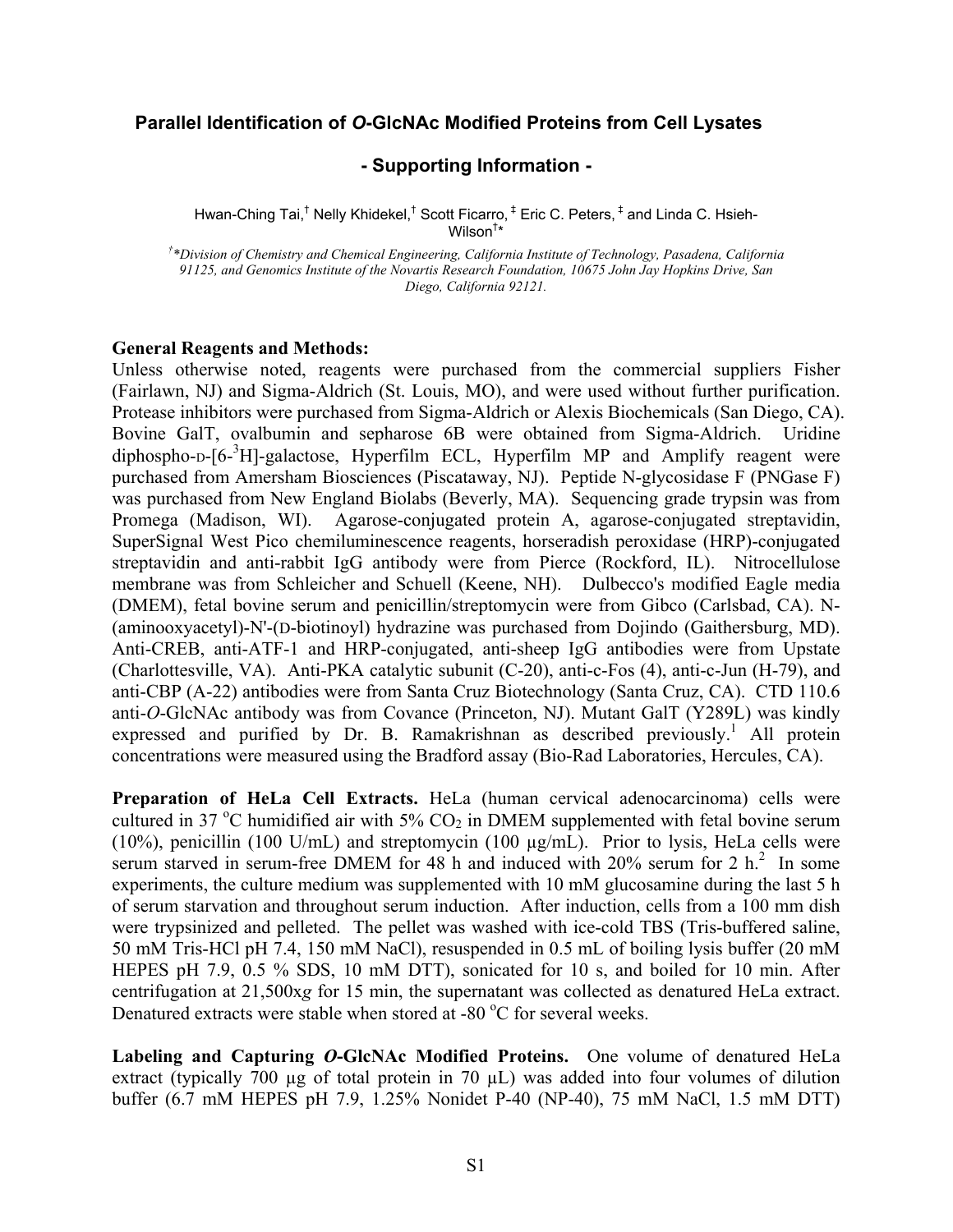# Parallel Identification of *O*-GlcNAc Modified Proteins from Cell Lysates

## - Supporting Information -

Hwan-Ching Tai,[†] Nelly Khidekel,[†] Scott Ficarro,[‡] Eric C. Peters,[‡] and Linda C. Hsieh-Wilson[†*]

*[†]\*Division of Chemistry and Chemical Engineering, California Institute of Technology, Pasadena, California 91125, and Genomics Institute of the Novartis Research Foundation, 10675 John Jay Hopkins Drive, San Diego, California 92121.*

**General Reagents and Methods:**
Unless otherwise noted, reagents were purchased from the commercial suppliers Fisher (Fairlawn, NJ) and Sigma-Aldrich (St. Louis, MO), and were used without further purification. Protease inhibitors were purchased from Sigma-Aldrich or Alexis Biochemicals (San Diego, CA). Bovine GalT, ovalbumin and sepharose 6B were obtained from Sigma-Aldrich. Uridine diphospho-D-[6-$^{3}$H]-galactose, Hyperfilm ECL, Hyperfilm MP and Amplify reagent were purchased from Amersham Biosciences (Piscataway, NJ). Peptide N-glycosidase F (PNGase F) was purchased from New England Biolabs (Beverly, MA). Sequencing grade trypsin was from Promega (Madison, WI). Agarose-conjugated protein A, agarose-conjugated streptavidin, SuperSignal West Pico chemiluminescence reagents, horseradish peroxidase (HRP)-conjugated streptavidin and anti-rabbit IgG antibody were from Pierce (Rockford, IL). Nitrocellulose membrane was from Schleicher and Schuell (Keene, NH). Dulbecco's modified Eagle media (DMEM), fetal bovine serum and penicillin/streptomycin were from Gibco (Carlsbad, CA). N-(aminooxyacetyl)-N'-(D-biotinoyl) hydrazine was purchased from Dojindo (Gaithersburg, MD). Anti-CREB, anti-ATF-1 and HRP-conjugated, anti-sheep IgG antibodies were from Upstate (Charlottesville, VA). Anti-PKA catalytic subunit (C-20), anti-c-Fos (4), anti-c-Jun (H-79), and anti-CBP (A-22) antibodies were from Santa Cruz Biotechnology (Santa Cruz, CA). CTD 110.6 anti-*O*-GlcNAc antibody was from Covance (Princeton, NJ). Mutant GalT (Y289L) was kindly expressed and purified by Dr. B. Ramakrishnan as described previously.[1] All protein concentrations were measured using the Bradford assay (Bio-Rad Laboratories, Hercules, CA).

**Preparation of HeLa Cell Extracts.** HeLa (human cervical adenocarcinoma) cells were cultured in 37 °C humidified air with 5% $CO_2$ in DMEM supplemented with fetal bovine serum (10%), penicillin (100 U/mL) and streptomycin (100 µg/mL). Prior to lysis, HeLa cells were serum starved in serum-free DMEM for 48 h and induced with 20% serum for 2 h.[2] In some experiments, the culture medium was supplemented with 10 mM glucosamine during the last 5 h of serum starvation and throughout serum induction. After induction, cells from a 100 mm dish were trypsinized and pelleted. The pellet was washed with ice-cold TBS (Tris-buffered saline, 50 mM Tris-HCl pH 7.4, 150 mM NaCl), resuspended in 0.5 mL of boiling lysis buffer (20 mM HEPES pH 7.9, 0.5 % SDS, 10 mM DTT), sonicated for 10 s, and boiled for 10 min. After centrifugation at 21,500x*g* for 15 min, the supernatant was collected as denatured HeLa extract. Denatured extracts were stable when stored at -80 °C for several weeks.

**Labeling and Capturing *O*-GlcNAc Modified Proteins.** One volume of denatured HeLa extract (typically 700 µg of total protein in 70 µL) was added into four volumes of dilution buffer (6.7 mM HEPES pH 7.9, 1.25% Nonidet P-40 (NP-40), 75 mM NaCl, 1.5 mM DTT)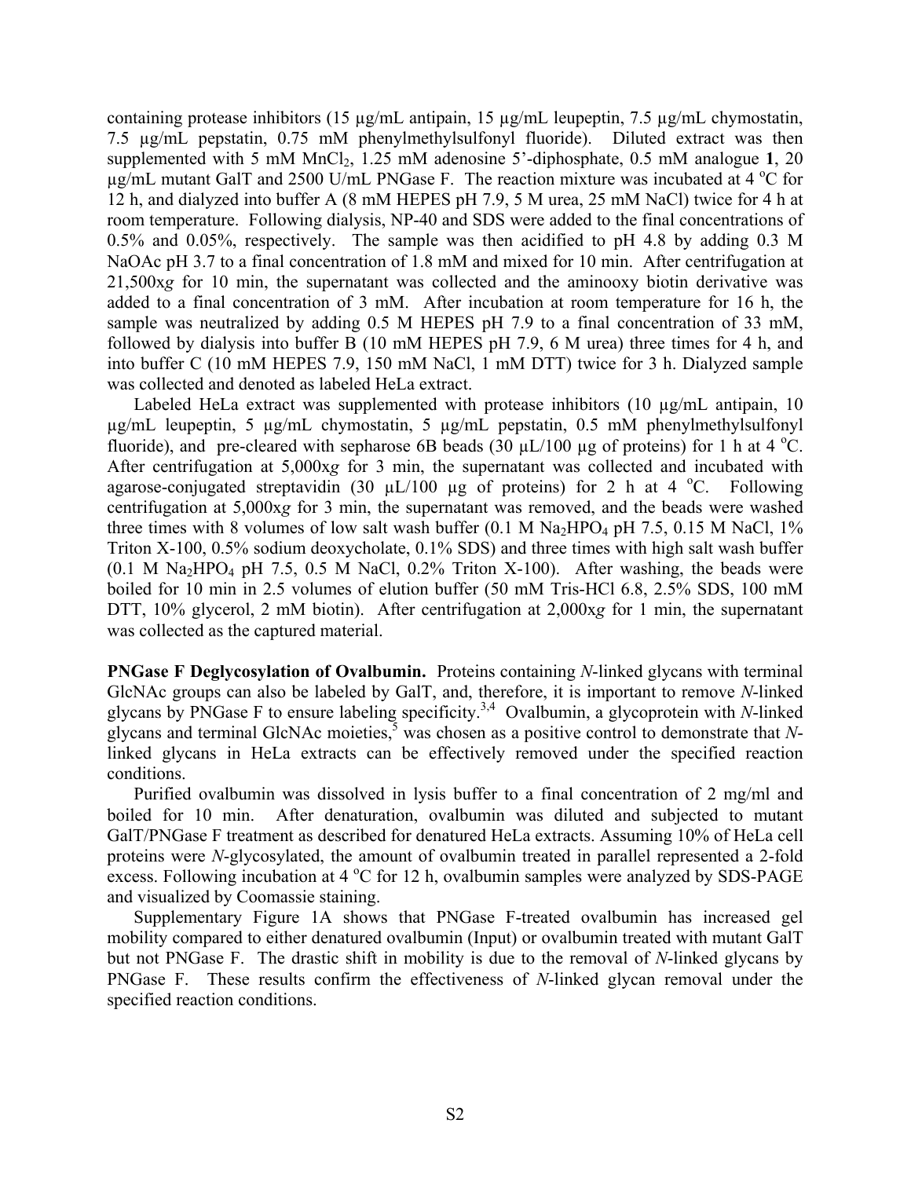containing protease inhibitors (15 µg/mL antipain, 15 µg/mL leupeptin, 7.5 µg/mL chymostatin, 7.5 µg/mL pepstatin, 0.75 mM phenylmethylsulfonyl fluoride). Diluted extract was then supplemented with 5 mM $MnCl_2$, 1.25 mM adenosine 5'-diphosphate, 0.5 mM analogue **1**, 20 µg/mL mutant GalT and 2500 U/mL PNGase F. The reaction mixture was incubated at 4 °C for 12 h, and dialyzed into buffer A (8 mM HEPES pH 7.9, 5 M urea, 25 mM NaCl) twice for 4 h at room temperature. Following dialysis, NP-40 and SDS were added to the final concentrations of 0.5% and 0.05%, respectively. The sample was then acidified to pH 4.8 by adding 0.3 M NaOAc pH 3.7 to a final concentration of 1.8 mM and mixed for 10 min. After centrifugation at 21,500x*g* for 10 min, the supernatant was collected and the aminooxy biotin derivative was added to a final concentration of 3 mM. After incubation at room temperature for 16 h, the sample was neutralized by adding 0.5 M HEPES pH 7.9 to a final concentration of 33 mM, followed by dialysis into buffer B (10 mM HEPES pH 7.9, 6 M urea) three times for 4 h, and into buffer C (10 mM HEPES 7.9, 150 mM NaCl, 1 mM DTT) twice for 3 h. Dialyzed sample was collected and denoted as labeled HeLa extract.

Labeled HeLa extract was supplemented with protease inhibitors (10 µg/mL antipain, 10 µg/mL leupeptin, 5 µg/mL chymostatin, 5 µg/mL pepstatin, 0.5 mM phenylmethylsulfonyl fluoride), and pre-cleared with sepharose 6B beads (30 µL/100 µg of proteins) for 1 h at 4 °C. After centrifugation at 5,000x*g* for 3 min, the supernatant was collected and incubated with agarose-conjugated streptavidin (30 µL/100 µg of proteins) for 2 h at 4 °C. Following centrifugation at 5,000x*g* for 3 min, the supernatant was removed, and the beads were washed three times with 8 volumes of low salt wash buffer (0.1 M $Na_2HPO_4$ pH 7.5, 0.15 M NaCl, 1% Triton X-100, 0.5% sodium deoxycholate, 0.1% SDS) and three times with high salt wash buffer (0.1 M $Na_2HPO_4$ pH 7.5, 0.5 M NaCl, 0.2% Triton X-100). After washing, the beads were boiled for 10 min in 2.5 volumes of elution buffer (50 mM Tris-HCl 6.8, 2.5% SDS, 100 mM DTT, 10% glycerol, 2 mM biotin). After centrifugation at 2,000x*g* for 1 min, the supernatant was collected as the captured material.

**PNGase F Deglycosylation of Ovalbumin.** Proteins containing *N*-linked glycans with terminal GlcNAc groups can also be labeled by GalT, and, therefore, it is important to remove *N*-linked glycans by PNGase F to ensure labeling specificity.[3,4] Ovalbumin, a glycoprotein with *N*-linked glycans and terminal GlcNAc moieties,[5] was chosen as a positive control to demonstrate that *N*-linked glycans in HeLa extracts can be effectively removed under the specified reaction conditions.

Purified ovalbumin was dissolved in lysis buffer to a final concentration of 2 mg/ml and boiled for 10 min. After denaturation, ovalbumin was diluted and subjected to mutant GalT/PNGase F treatment as described for denatured HeLa extracts. Assuming 10% of HeLa cell proteins were *N*-glycosylated, the amount of ovalbumin treated in parallel represented a 2-fold excess. Following incubation at 4 °C for 12 h, ovalbumin samples were analyzed by SDS-PAGE and visualized by Coomassie staining.

Supplementary Figure 1A shows that PNGase F-treated ovalbumin has increased gel mobility compared to either denatured ovalbumin (Input) or ovalbumin treated with mutant GalT but not PNGase F. The drastic shift in mobility is due to the removal of *N*-linked glycans by PNGase F. These results confirm the effectiveness of *N*-linked glycan removal under the specified reaction conditions.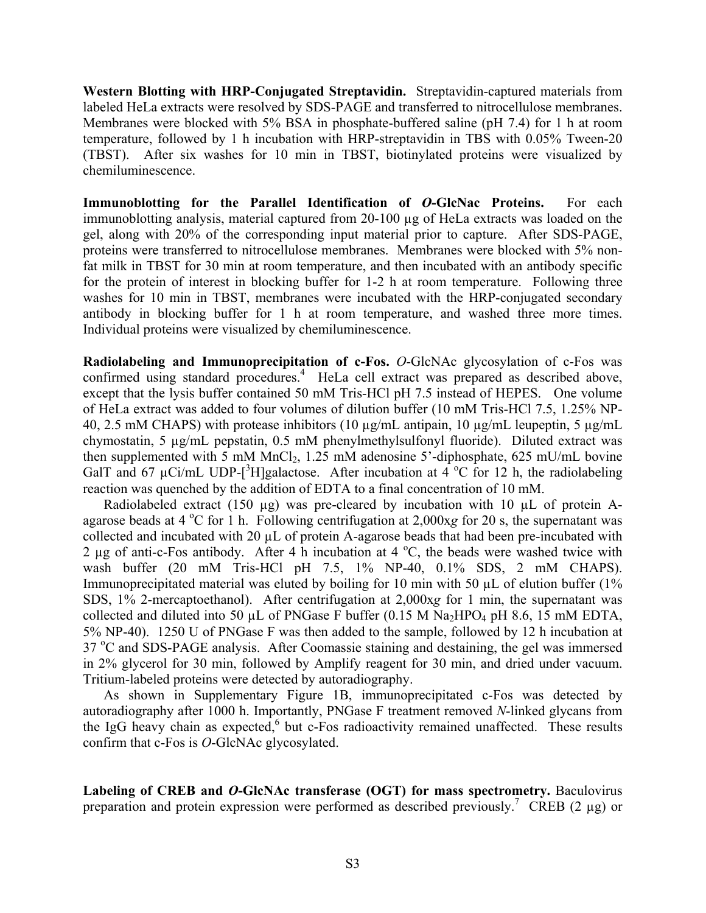**Western Blotting with HRP-Conjugated Streptavidin.** Streptavidin-captured materials from labeled HeLa extracts were resolved by SDS-PAGE and transferred to nitrocellulose membranes. Membranes were blocked with 5% BSA in phosphate-buffered saline (pH 7.4) for 1 h at room temperature, followed by 1 h incubation with HRP-streptavidin in TBS with 0.05% Tween-20 (TBST). After six washes for 10 min in TBST, biotinylated proteins were visualized by chemiluminescence.

**Immunoblotting for the Parallel Identification of *O*-GlcNac Proteins.** For each immunoblotting analysis, material captured from 20-100 μg of HeLa extracts was loaded on the gel, along with 20% of the corresponding input material prior to capture. After SDS-PAGE, proteins were transferred to nitrocellulose membranes. Membranes were blocked with 5% non-fat milk in TBST for 30 min at room temperature, and then incubated with an antibody specific for the protein of interest in blocking buffer for 1-2 h at room temperature. Following three washes for 10 min in TBST, membranes were incubated with the HRP-conjugated secondary antibody in blocking buffer for 1 h at room temperature, and washed three more times. Individual proteins were visualized by chemiluminescence.

**Radiolabeling and Immunoprecipitation of c-Fos.** *O*-GlcNAc glycosylation of c-Fos was confirmed using standard procedures.[4] HeLa cell extract was prepared as described above, except that the lysis buffer contained 50 mM Tris-HCl pH 7.5 instead of HEPES. One volume of HeLa extract was added to four volumes of dilution buffer (10 mM Tris-HCl 7.5, 1.25% NP-40, 2.5 mM CHAPS) with protease inhibitors (10 μg/mL antipain, 10 μg/mL leupeptin, 5 μg/mL chymostatin, 5 μg/mL pepstatin, 0.5 mM phenylmethylsulfonyl fluoride). Diluted extract was then supplemented with 5 mM $MnCl_2$, 1.25 mM adenosine 5'-diphosphate, 625 mU/mL bovine GalT and 67 μCi/mL UDP-[$^3$H]galactose. After incubation at 4 °C for 12 h, the radiolabeling reaction was quenched by the addition of EDTA to a final concentration of 10 mM.

Radiolabeled extract (150 μg) was pre-cleared by incubation with 10 μL of protein A-agarose beads at 4 °C for 1 h. Following centrifugation at 2,000x*g* for 20 s, the supernatant was collected and incubated with 20 μL of protein A-agarose beads that had been pre-incubated with 2 μg of anti-c-Fos antibody. After 4 h incubation at 4 °C, the beads were washed twice with wash buffer (20 mM Tris-HCl pH 7.5, 1% NP-40, 0.1% SDS, 2 mM CHAPS). Immunoprecipitated material was eluted by boiling for 10 min with 50 μL of elution buffer (1% SDS, 1% 2-mercaptoethanol). After centrifugation at 2,000x*g* for 1 min, the supernatant was collected and diluted into 50 μL of PNGase F buffer (0.15 M $Na_2HPO_4$ pH 8.6, 15 mM EDTA, 5% NP-40). 1250 U of PNGase F was then added to the sample, followed by 12 h incubation at 37 °C and SDS-PAGE analysis. After Coomassie staining and destaining, the gel was immersed in 2% glycerol for 30 min, followed by Amplify reagent for 30 min, and dried under vacuum. Tritium-labeled proteins were detected by autoradiography.

As shown in Supplementary Figure 1B, immunoprecipitated c-Fos was detected by autoradiography after 1000 h. Importantly, PNGase F treatment removed *N*-linked glycans from the IgG heavy chain as expected,[6] but c-Fos radioactivity remained unaffected. These results confirm that c-Fos is *O*-GlcNAc glycosylated.

**Labeling of CREB and *O*-GlcNAc transferase (OGT) for mass spectrometry.** Baculovirus preparation and protein expression were performed as described previously.[7] CREB (2 μg) or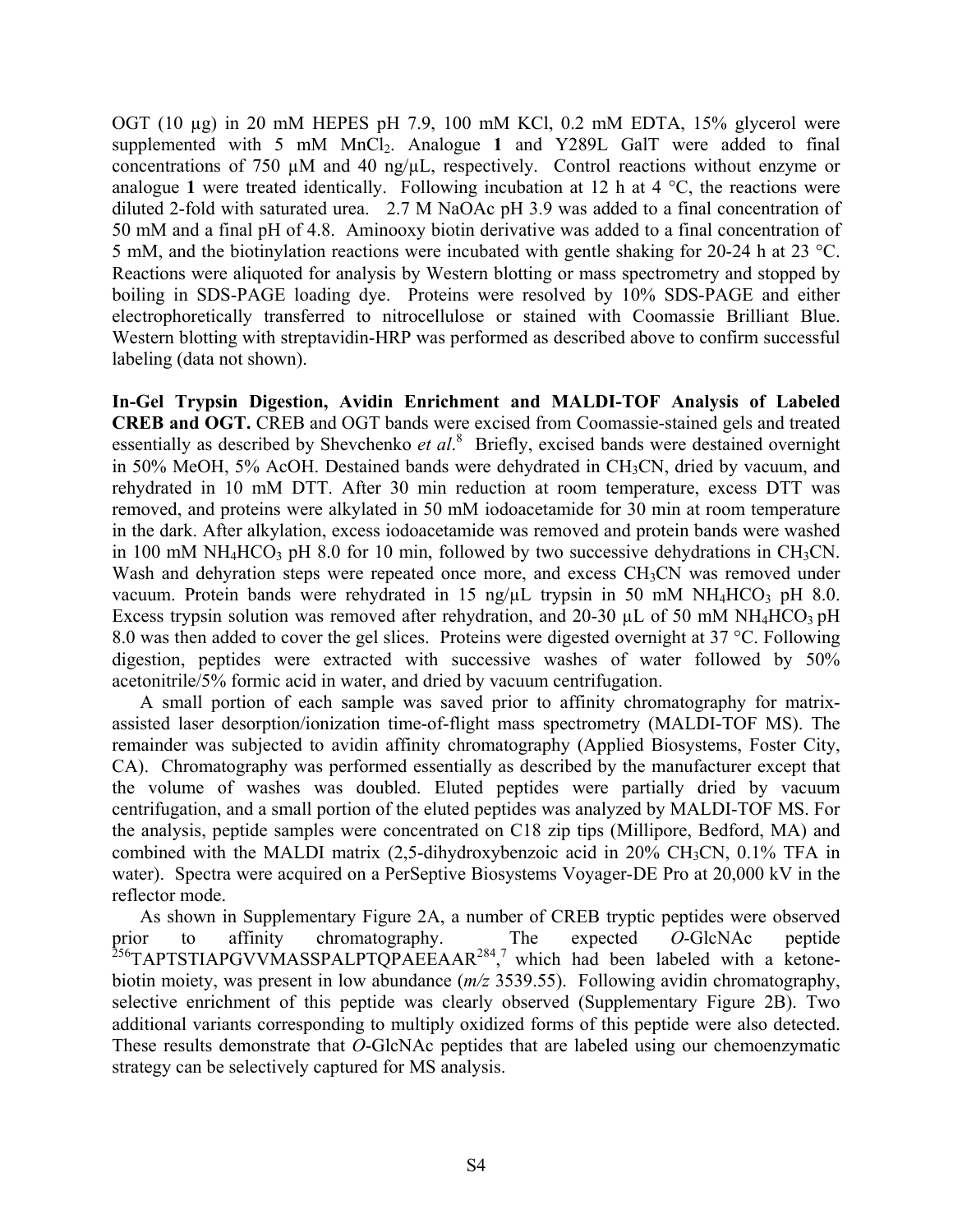OGT (10 μg) in 20 mM HEPES pH 7.9, 100 mM KCl, 0.2 mM EDTA, 15% glycerol were supplemented with 5 mM $MnCl_2$. Analogue **1** and Y289L GalT were added to final concentrations of 750 μM and 40 ng/μL, respectively. Control reactions without enzyme or analogue **1** were treated identically. Following incubation at 12 h at 4 °C, the reactions were diluted 2-fold with saturated urea. 2.7 M NaOAc pH 3.9 was added to a final concentration of 50 mM and a final pH of 4.8. Aminooxy biotin derivative was added to a final concentration of 5 mM, and the biotinylation reactions were incubated with gentle shaking for 20-24 h at 23 °C. Reactions were aliquoted for analysis by Western blotting or mass spectrometry and stopped by boiling in SDS-PAGE loading dye. Proteins were resolved by 10% SDS-PAGE and either electrophoretically transferred to nitrocellulose or stained with Coomassie Brilliant Blue. Western blotting with streptavidin-HRP was performed as described above to confirm successful labeling (data not shown).

**In-Gel Trypsin Digestion, Avidin Enrichment and MALDI-TOF Analysis of Labeled CREB and OGT.** CREB and OGT bands were excised from Coomassie-stained gels and treated essentially as described by Shevchenko *et al*.[8] Briefly, excised bands were destained overnight in 50% MeOH, 5% AcOH. Destained bands were dehydrated in $CH_3CN$, dried by vacuum, and rehydrated in 10 mM DTT. After 30 min reduction at room temperature, excess DTT was removed, and proteins were alkylated in 50 mM iodoacetamide for 30 min at room temperature in the dark. After alkylation, excess iodoacetamide was removed and protein bands were washed in 100 mM $NH_4HCO_3$ pH 8.0 for 10 min, followed by two successive dehydrations in $CH_3CN$. Wash and dehyration steps were repeated once more, and excess $CH_3CN$ was removed under vacuum. Protein bands were rehydrated in 15 ng/μL trypsin in 50 mM $NH_4HCO_3$ pH 8.0. Excess trypsin solution was removed after rehydration, and 20-30 μL of 50 mM $NH_4HCO_3$ pH 8.0 was then added to cover the gel slices. Proteins were digested overnight at 37 °C. Following digestion, peptides were extracted with successive washes of water followed by 50% acetonitrile/5% formic acid in water, and dried by vacuum centrifugation.

A small portion of each sample was saved prior to affinity chromatography for matrix-assisted laser desorption/ionization time-of-flight mass spectrometry (MALDI-TOF MS). The remainder was subjected to avidin affinity chromatography (Applied Biosystems, Foster City, CA). Chromatography was performed essentially as described by the manufacturer except that the volume of washes was doubled. Eluted peptides were partially dried by vacuum centrifugation, and a small portion of the eluted peptides was analyzed by MALDI-TOF MS. For the analysis, peptide samples were concentrated on C18 zip tips (Millipore, Bedford, MA) and combined with the MALDI matrix (2,5-dihydroxybenzoic acid in 20% $CH_3CN$, 0.1% TFA in water). Spectra were acquired on a PerSeptive Biosystems Voyager-DE Pro at 20,000 kV in the reflector mode.

As shown in Supplementary Figure 2A, a number of CREB tryptic peptides were observed prior to affinity chromatography. The expected *O*-GlcNAc peptide $^{256}$TAPTSTIAPGVVMASSPALPTQPAEEAAR$^{284}$,[7] which had been labeled with a ketone-biotin moiety, was present in low abundance (*m/z* 3539.55). Following avidin chromatography, selective enrichment of this peptide was clearly observed (Supplementary Figure 2B). Two additional variants corresponding to multiply oxidized forms of this peptide were also detected. These results demonstrate that *O*-GlcNAc peptides that are labeled using our chemoenzymatic strategy can be selectively captured for MS analysis.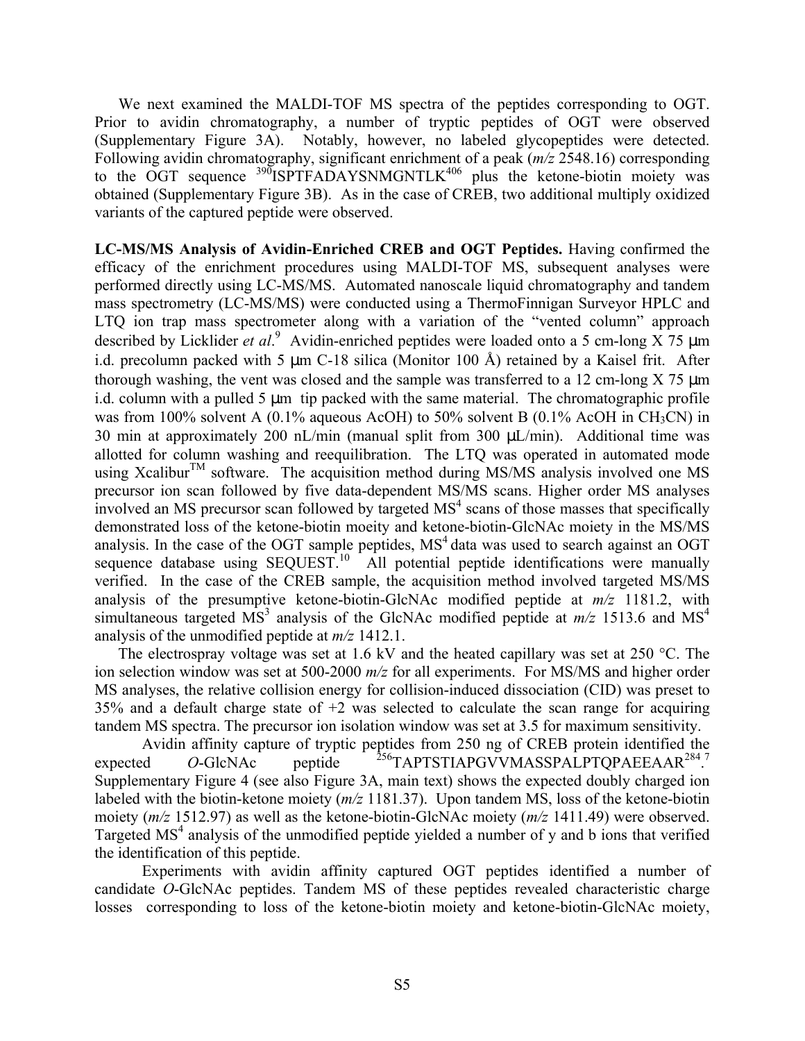We next examined the MALDI-TOF MS spectra of the peptides corresponding to OGT. Prior to avidin chromatography, a number of tryptic peptides of OGT were observed (Supplementary Figure 3A). Notably, however, no labeled glycopeptides were detected. Following avidin chromatography, significant enrichment of a peak (*m/z* 2548.16) corresponding to the OGT sequence $^{390}$ISPTFADAYSNMGNTLK$^{406}$ plus the ketone-biotin moiety was obtained (Supplementary Figure 3B). As in the case of CREB, two additional multiply oxidized variants of the captured peptide were observed.

**LC-MS/MS Analysis of Avidin-Enriched CREB and OGT Peptides.** Having confirmed the efficacy of the enrichment procedures using MALDI-TOF MS, subsequent analyses were performed directly using LC-MS/MS. Automated nanoscale liquid chromatography and tandem mass spectrometry (LC-MS/MS) were conducted using a ThermoFinnigan Surveyor HPLC and LTQ ion trap mass spectrometer along with a variation of the "vented column" approach described by Licklider *et al*.[9] Avidin-enriched peptides were loaded onto a 5 cm-long X 75 μm i.d. precolumn packed with 5 μm C-18 silica (Monitor 100 Å) retained by a Kaisel frit. After thorough washing, the vent was closed and the sample was transferred to a 12 cm-long X 75 μm i.d. column with a pulled 5 μm tip packed with the same material. The chromatographic profile was from 100% solvent A (0.1% aqueous AcOH) to 50% solvent B (0.1% AcOH in $CH_3CN$) in 30 min at approximately 200 nL/min (manual split from 300 μL/min). Additional time was allotted for column washing and reequilibration. The LTQ was operated in automated mode using Xcalibur$^{TM}$ software. The acquisition method during MS/MS analysis involved one MS precursor ion scan followed by five data-dependent MS/MS scans. Higher order MS analyses involved an MS precursor scan followed by targeted $MS^4$ scans of those masses that specifically demonstrated loss of the ketone-biotin moeity and ketone-biotin-GlcNAc moiety in the MS/MS analysis. In the case of the OGT sample peptides, $MS^4$ data was used to search against an OGT sequence database using SEQUEST.[10] All potential peptide identifications were manually verified. In the case of the CREB sample, the acquisition method involved targeted MS/MS analysis of the presumptive ketone-biotin-GlcNAc modified peptide at *m/z* 1181.2, with simultaneous targeted $MS^3$ analysis of the GlcNAc modified peptide at *m/z* 1513.6 and $MS^4$ analysis of the unmodified peptide at *m/z* 1412.1.

The electrospray voltage was set at 1.6 kV and the heated capillary was set at 250 °C. The ion selection window was set at 500-2000 *m/z* for all experiments. For MS/MS and higher order MS analyses, the relative collision energy for collision-induced dissociation (CID) was preset to 35% and a default charge state of +2 was selected to calculate the scan range for acquiring tandem MS spectra. The precursor ion isolation window was set at 3.5 for maximum sensitivity.

Avidin affinity capture of tryptic peptides from 250 ng of CREB protein identified the expected *O*-GlcNAc peptide $^{256}$TAPTSTIAPGVVMASSPALPTQPAEEAAR$^{284}$.[7] Supplementary Figure 4 (see also Figure 3A, main text) shows the expected doubly charged ion labeled with the biotin-ketone moiety (*m/z* 1181.37). Upon tandem MS, loss of the ketone-biotin moiety (*m/z* 1512.97) as well as the ketone-biotin-GlcNAc moiety (*m/z* 1411.49) were observed. Targeted $MS^4$ analysis of the unmodified peptide yielded a number of y and b ions that verified the identification of this peptide.

Experiments with avidin affinity captured OGT peptides identified a number of candidate *O*-GlcNAc peptides. Tandem MS of these peptides revealed characteristic charge losses corresponding to loss of the ketone-biotin moiety and ketone-biotin-GlcNAc moiety,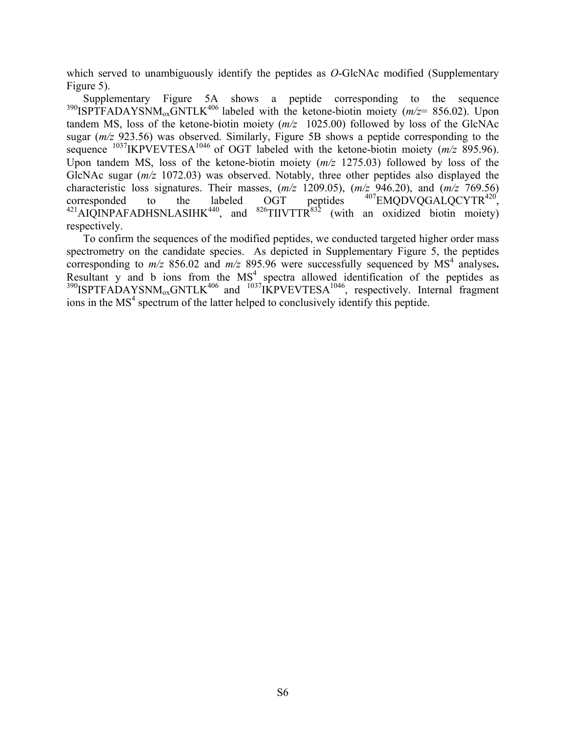which served to unambiguously identify the peptides as *O*-GlcNAc modified (Supplementary Figure 5).

Supplementary Figure 5A shows a peptide corresponding to the sequence $^{390}$ISPTFADAYSNM$_{ox}$GNTLK$^{406}$ labeled with the ketone-biotin moiety (*m/z*= 856.02). Upon tandem MS, loss of the ketone-biotin moiety (*m/z* 1025.00) followed by loss of the GlcNAc sugar (*m/z* 923.56) was observed. Similarly, Figure 5B shows a peptide corresponding to the sequence $^{1037}$IKPVEVTESA$^{1046}$ of OGT labeled with the ketone-biotin moiety (*m/z* 895.96). Upon tandem MS, loss of the ketone-biotin moiety (*m/z* 1275.03) followed by loss of the GlcNAc sugar (*m/z* 1072.03) was observed. Notably, three other peptides also displayed the characteristic loss signatures. Their masses, (*m/z* 1209.05), (*m/z* 946.20), and (*m/z* 769.56) corresponded to the labeled OGT peptides $^{407}$EMQDVQGALQCYTR$^{420}$, $^{421}$AIQINPAFADHSNLASIHK$^{440}$, and $^{826}$TIIVTTR$^{832}$ (with an oxidized biotin moiety) respectively.

To confirm the sequences of the modified peptides, we conducted targeted higher order mass spectrometry on the candidate species. As depicted in Supplementary Figure 5, the peptides corresponding to *m/z* 856.02 and *m/z* 895.96 were successfully sequenced by MS$^4$ analyses**.** Resultant y and b ions from the MS$^4$ spectra allowed identification of the peptides as $^{390}$ISPTFADAYSNM$_{ox}$GNTLK$^{406}$ and $^{1037}$IKPVEVTESA$^{1046}$, respectively. Internal fragment ions in the MS$^4$ spectrum of the latter helped to conclusively identify this peptide.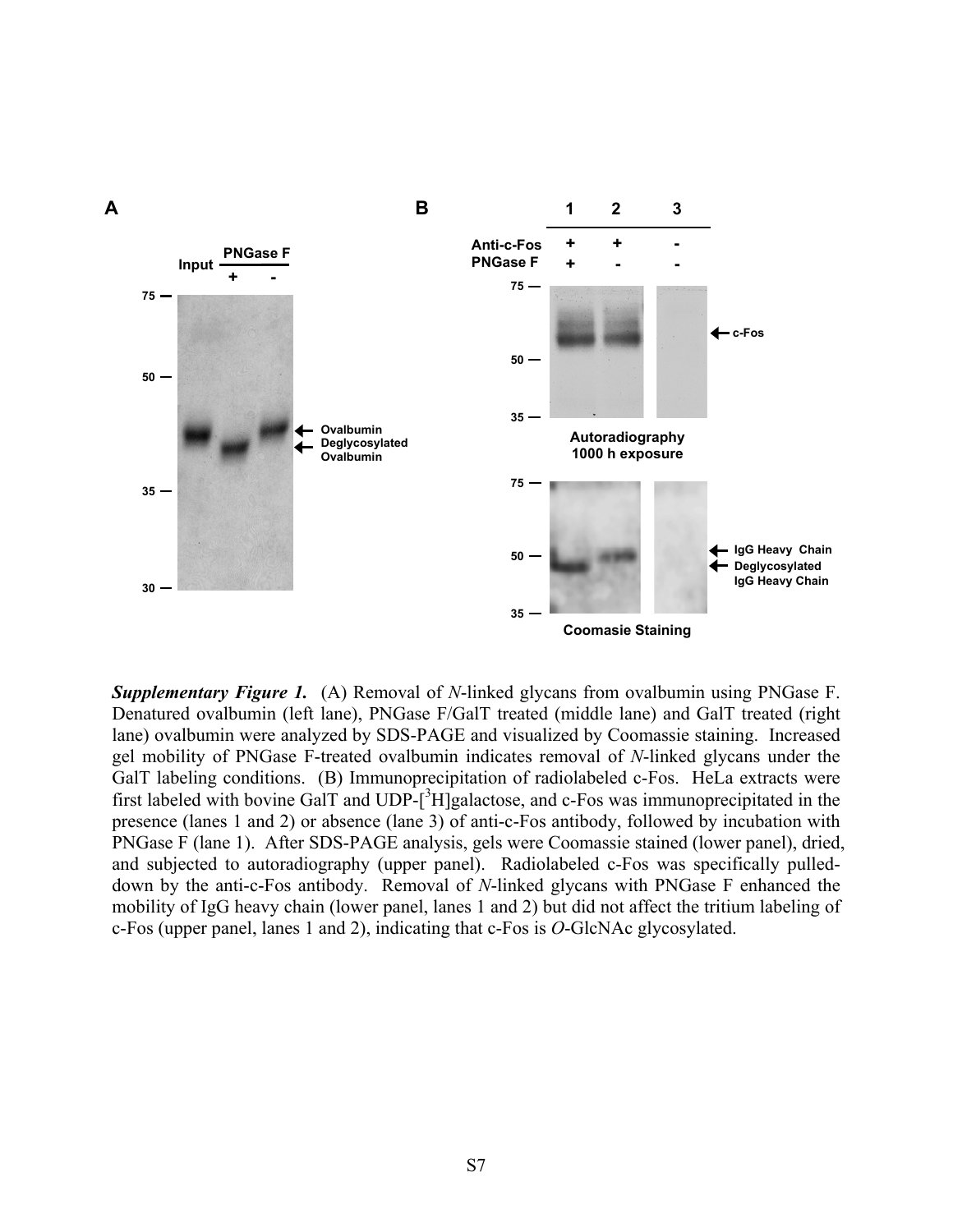***Supplementary Figure 1.*** (A) Removal of *N*-linked glycans from ovalbumin using PNGase F. Denatured ovalbumin (left lane), PNGase F/GalT treated (middle lane) and GalT treated (right lane) ovalbumin were analyzed by SDS-PAGE and visualized by Coomassie staining. Increased gel mobility of PNGase F-treated ovalbumin indicates removal of *N*-linked glycans under the GalT labeling conditions. (B) Immunoprecipitation of radiolabeled c-Fos. HeLa extracts were first labeled with bovine GalT and UDP-[$^3$H]galactose, and c-Fos was immunoprecipitated in the presence (lanes 1 and 2) or absence (lane 3) of anti-c-Fos antibody, followed by incubation with PNGase F (lane 1). After SDS-PAGE analysis, gels were Coomassie stained (lower panel), dried, and subjected to autoradiography (upper panel). Radiolabeled c-Fos was specifically pulled-down by the anti-c-Fos antibody. Removal of *N*-linked glycans with PNGase F enhanced the mobility of IgG heavy chain (lower panel, lanes 1 and 2) but did not affect the tritium labeling of c-Fos (upper panel, lanes 1 and 2), indicating that c-Fos is *O*-GlcNAc glycosylated.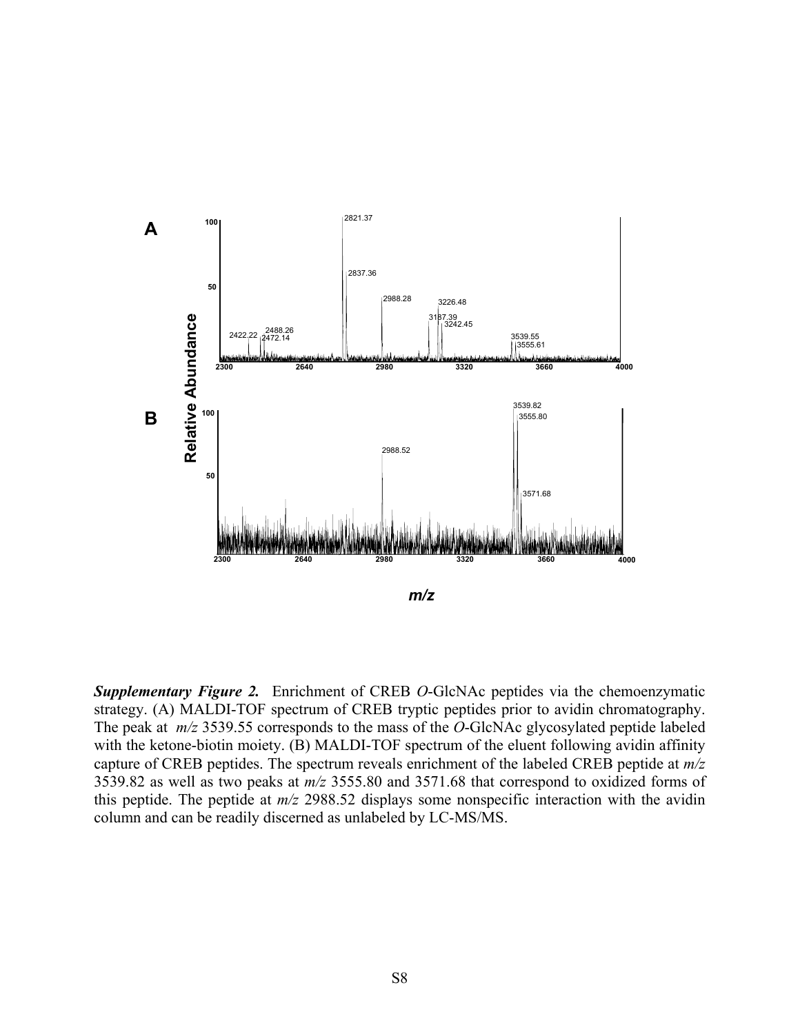***Supplementary Figure 2.*** Enrichment of CREB *O*-GlcNAc peptides via the chemoenzymatic strategy. (A) MALDI-TOF spectrum of CREB tryptic peptides prior to avidin chromatography. The peak at *m/z* 3539.55 corresponds to the mass of the *O*-GlcNAc glycosylated peptide labeled with the ketone-biotin moiety. (B) MALDI-TOF spectrum of the eluent following avidin affinity capture of CREB peptides. The spectrum reveals enrichment of the labeled CREB peptide at *m/z* 3539.82 as well as two peaks at *m/z* 3555.80 and 3571.68 that correspond to oxidized forms of this peptide. The peptide at *m/z* 2988.52 displays some nonspecific interaction with the avidin column and can be readily discerned as unlabeled by LC-MS/MS.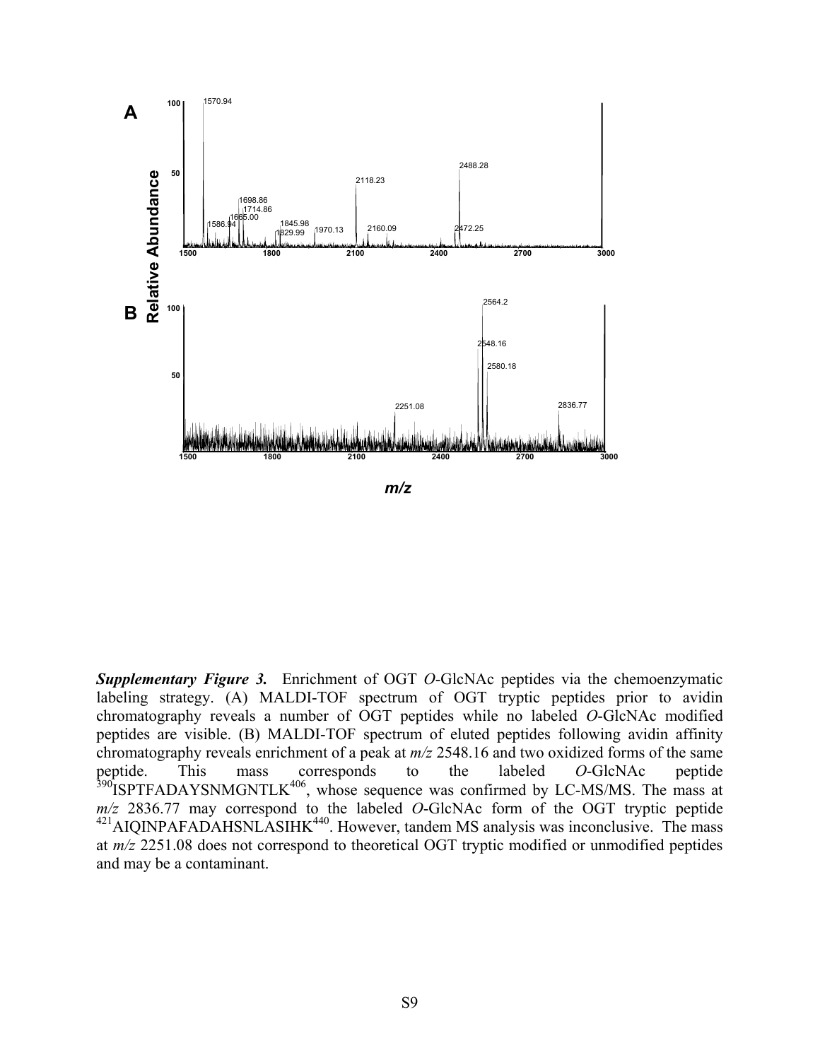***Supplementary Figure 3.*** Enrichment of OGT *O*-GlcNAc peptides via the chemoenzymatic labeling strategy. (A) MALDI-TOF spectrum of OGT tryptic peptides prior to avidin chromatography reveals a number of OGT peptides while no labeled *O*-GlcNAc modified peptides are visible. (B) MALDI-TOF spectrum of eluted peptides following avidin affinity chromatography reveals enrichment of a peak at *m/z* 2548.16 and two oxidized forms of the same peptide. This mass corresponds to the labeled *O*-GlcNAc peptide $^{390}$ISPTFADAYSNMGNTLK$^{406}$, whose sequence was confirmed by LC-MS/MS. The mass at *m/z* 2836.77 may correspond to the labeled *O*-GlcNAc form of the OGT tryptic peptide $^{421}$AIQINPAFADAHSNLASIHK$^{440}$. However, tandem MS analysis was inconclusive. The mass at *m/z* 2251.08 does not correspond to theoretical OGT tryptic modified or unmodified peptides and may be a contaminant.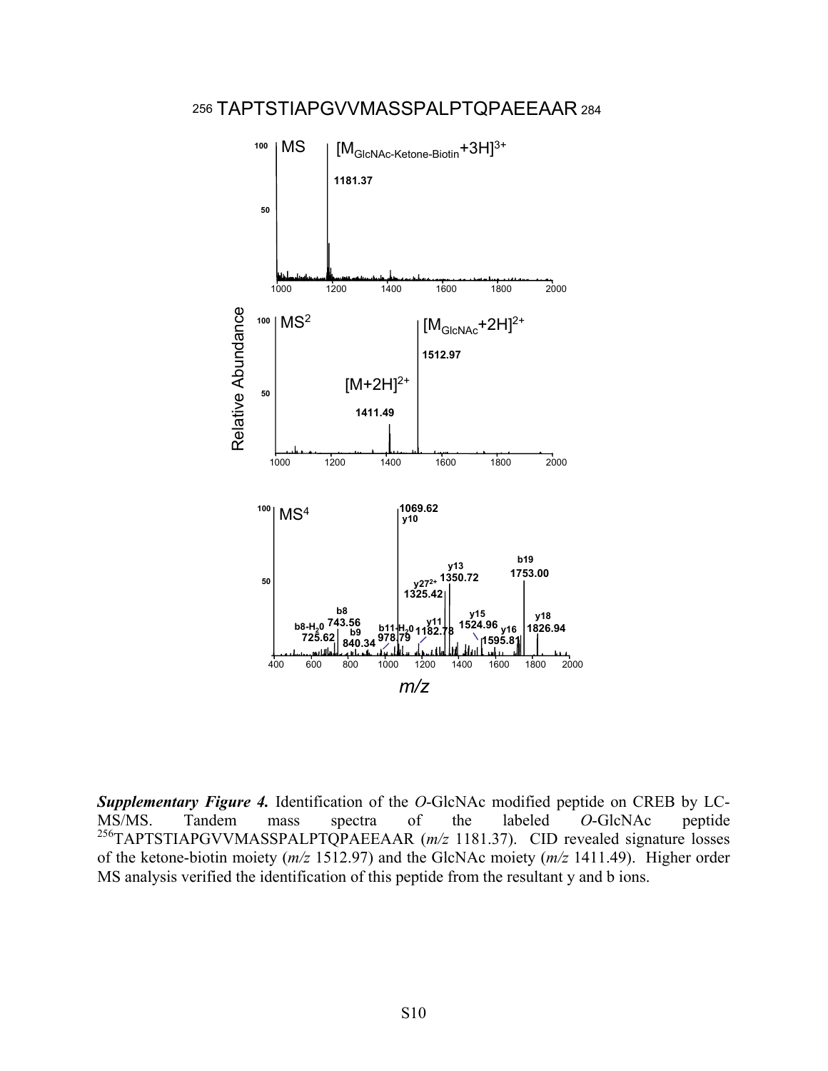256 TAPTSTIAPGVVMASSPALPTQPAEEAAR 284

MS $[M_{GlcNAc\text{-}Ketone\text{-}Biotin}+3H]^{3+}$ 1181.37

$MS^2$ $[M_{GlcNAc}+2H]^{2+}$ 1512.97; $[M+2H]^{2+}$ 1411.49

$MS^4$ 1069.62 y10; y13 1350.72; $y27^{2+}$ 1325.42; b19 1753.00; b8 743.56; b8-$H_2O$ 725.62; b9 840.34; b11-$H_2O$ 978.79; y11 1182.78; y15 1524.96; y16 1595.81; y18 1826.94

Relative Abundance

*m/z*

***Supplementary Figure 4.*** Identification of the *O*-GlcNAc modified peptide on CREB by LC-MS/MS. Tandem mass spectra of the labeled *O*-GlcNAc peptide [256]TAPTSTIAPGVVMASSPALPTQPAEEAAR (*m/z* 1181.37). CID revealed signature losses of the ketone-biotin moiety (*m/z* 1512.97) and the GlcNAc moiety (*m/z* 1411.49). Higher order MS analysis verified the identification of this peptide from the resultant y and b ions.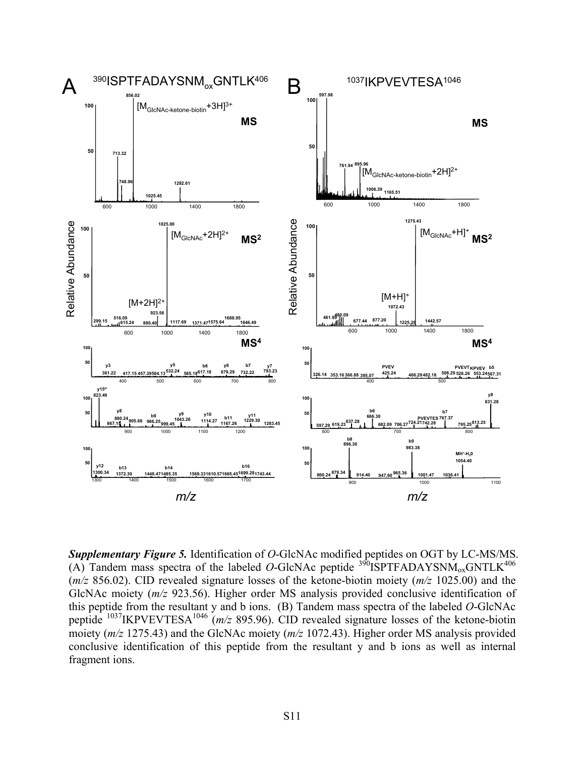***Supplementary Figure 5.*** Identification of *O*-GlcNAc modified peptides on OGT by LC-MS/MS. (A) Tandem mass spectra of the labeled *O*-GlcNAc peptide $^{390}$ISPTFADAYSNM$_{ox}$GNTLK$^{406}$ (*m/z* 856.02). CID revealed signature losses of the ketone-biotin moiety (*m/z* 1025.00) and the GlcNAc moiety (*m/z* 923.56). Higher order MS analysis provided conclusive identification of this peptide from the resultant y and b ions. (B) Tandem mass spectra of the labeled *O*-GlcNAc peptide $^{1037}$IKPVEVTESA$^{1046}$ (*m/z* 895.96). CID revealed signature losses of the ketone-biotin moiety (*m/z* 1275.43) and the GlcNAc moiety (*m/z* 1072.43). Higher order MS analysis provided conclusive identification of this peptide from the resultant y and b ions as well as internal fragment ions.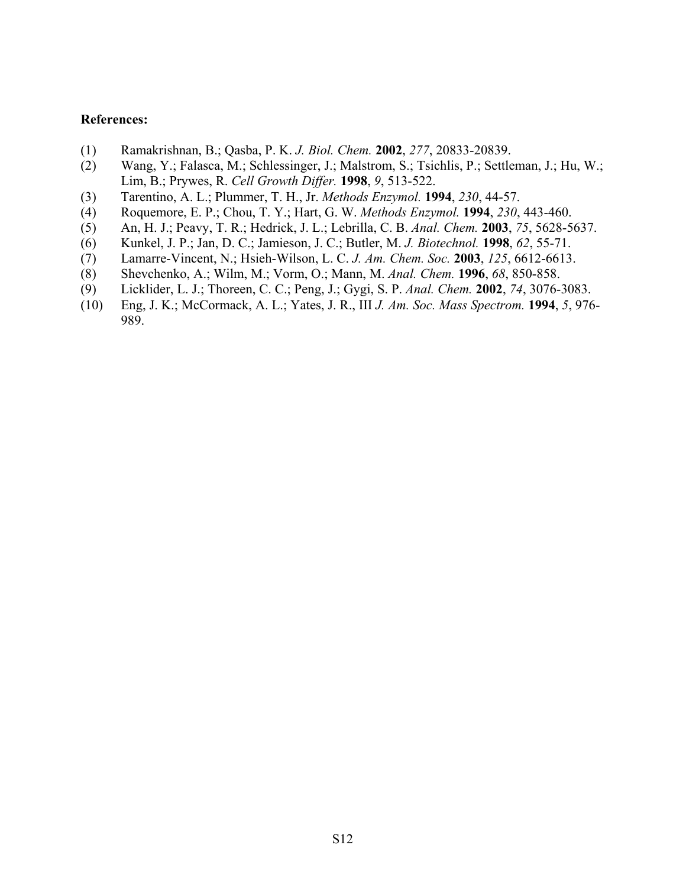**References:**

(1) Ramakrishnan, B.; Qasba, P. K. *J. Biol. Chem.* **2002**, *277*, 20833-20839.

(2) Wang, Y.; Falasca, M.; Schlessinger, J.; Malstrom, S.; Tsichlis, P.; Settleman, J.; Hu, W.; Lim, B.; Prywes, R. *Cell Growth Differ.* **1998**, *9*, 513-522.

(3) Tarentino, A. L.; Plummer, T. H., Jr. *Methods Enzymol.* **1994**, *230*, 44-57.

(4) Roquemore, E. P.; Chou, T. Y.; Hart, G. W. *Methods Enzymol.* **1994**, *230*, 443-460.

(5) An, H. J.; Peavy, T. R.; Hedrick, J. L.; Lebrilla, C. B. *Anal. Chem.* **2003**, *75*, 5628-5637.

(6) Kunkel, J. P.; Jan, D. C.; Jamieson, J. C.; Butler, M. *J. Biotechnol.* **1998**, *62*, 55-71.

(7) Lamarre-Vincent, N.; Hsieh-Wilson, L. C. *J. Am. Chem. Soc.* **2003**, *125*, 6612-6613.

(8) Shevchenko, A.; Wilm, M.; Vorm, O.; Mann, M. *Anal. Chem.* **1996**, *68*, 850-858.

(9) Licklider, L. J.; Thoreen, C. C.; Peng, J.; Gygi, S. P. *Anal. Chem.* **2002**, *74*, 3076-3083.

(10) Eng, J. K.; McCormack, A. L.; Yates, J. R., III *J. Am. Soc. Mass Spectrom.* **1994**, *5*, 976-989.